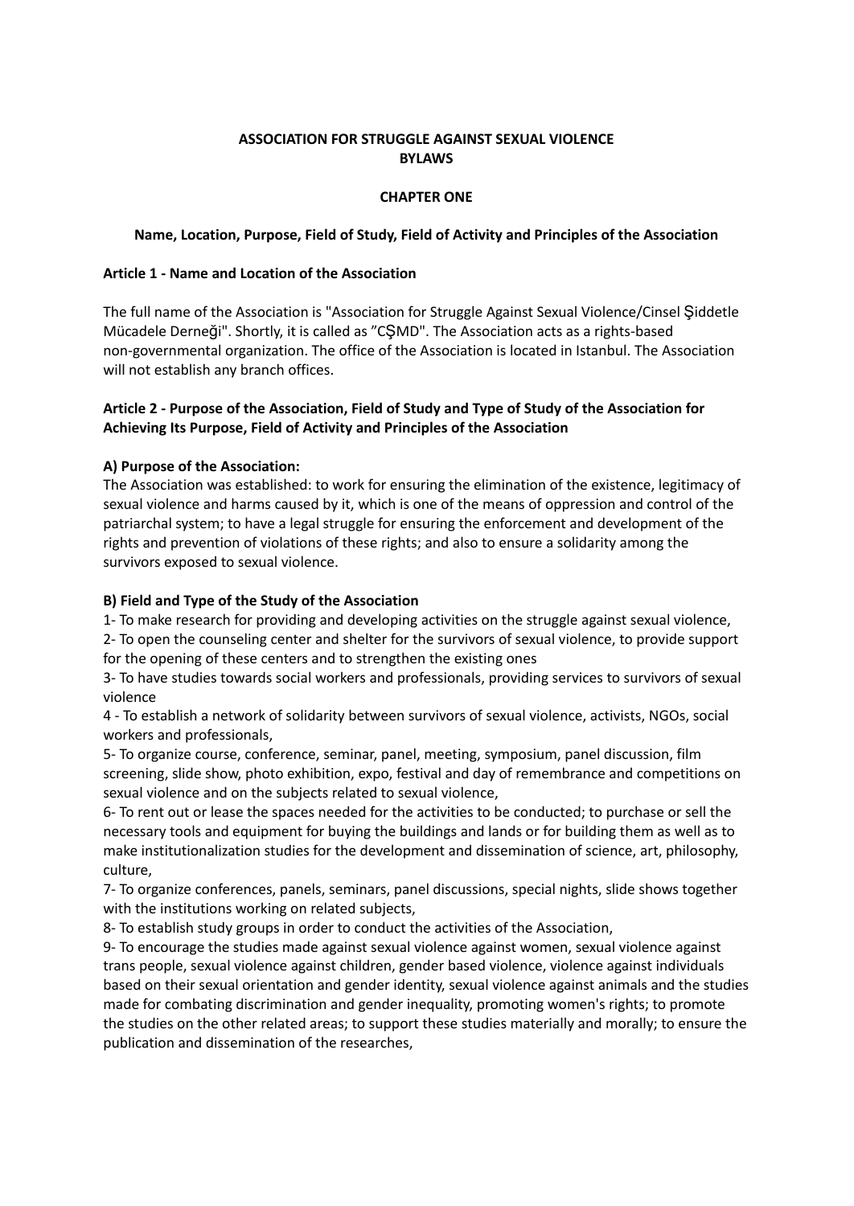# ASSOCIATION FOR STRUGGLE AGAINST SEXUAL VIOLENCE
# BYLAWS

## CHAPTER ONE

### Name, Location, Purpose, Field of Study, Field of Activity and Principles of the Association

**Article 1 - Name and Location of the Association**

The full name of the Association is "Association for Struggle Against Sexual Violence/Cinsel Şiddetle Mücadele Derneği". Shortly, it is called as "CŞMD". The Association acts as a rights-based non-governmental organization. The office of the Association is located in Istanbul. The Association will not establish any branch offices.

**Article 2 - Purpose of the Association, Field of Study and Type of Study of the Association for Achieving Its Purpose, Field of Activity and Principles of the Association**

**A) Purpose of the Association:**

The Association was established: to work for ensuring the elimination of the existence, legitimacy of sexual violence and harms caused by it, which is one of the means of oppression and control of the patriarchal system; to have a legal struggle for ensuring the enforcement and development of the rights and prevention of violations of these rights; and also to ensure a solidarity among the survivors exposed to sexual violence.

**B) Field and Type of the Study of the Association**

1- To make research for providing and developing activities on the struggle against sexual violence,

2- To open the counseling center and shelter for the survivors of sexual violence, to provide support for the opening of these centers and to strengthen the existing ones

3- To have studies towards social workers and professionals, providing services to survivors of sexual violence

4 - To establish a network of solidarity between survivors of sexual violence, activists, NGOs, social workers and professionals,

5- To organize course, conference, seminar, panel, meeting, symposium, panel discussion, film screening, slide show, photo exhibition, expo, festival and day of remembrance and competitions on sexual violence and on the subjects related to sexual violence,

6- To rent out or lease the spaces needed for the activities to be conducted; to purchase or sell the necessary tools and equipment for buying the buildings and lands or for building them as well as to make institutionalization studies for the development and dissemination of science, art, philosophy, culture,

7- To organize conferences, panels, seminars, panel discussions, special nights, slide shows together with the institutions working on related subjects,

8- To establish study groups in order to conduct the activities of the Association,

9- To encourage the studies made against sexual violence against women, sexual violence against trans people, sexual violence against children, gender based violence, violence against individuals based on their sexual orientation and gender identity, sexual violence against animals and the studies made for combating discrimination and gender inequality, promoting women's rights; to promote the studies on the other related areas; to support these studies materially and morally; to ensure the publication and dissemination of the researches,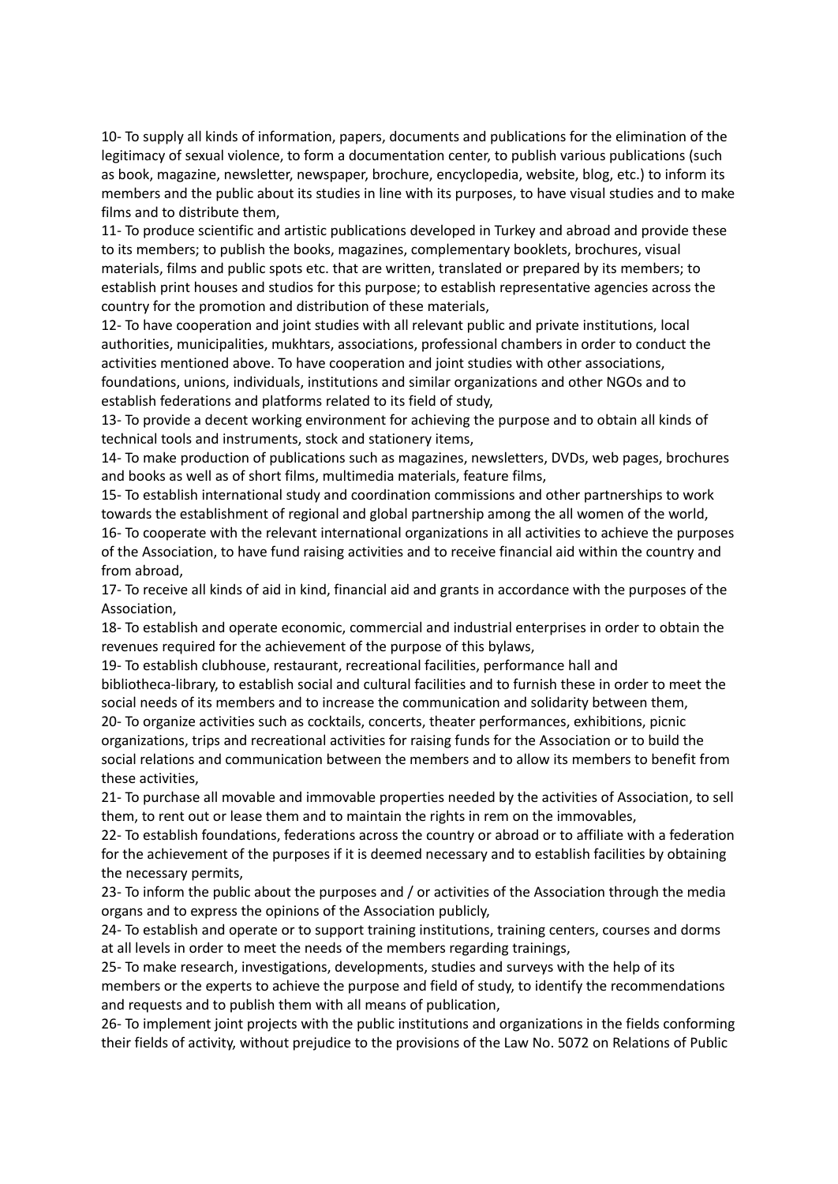10- To supply all kinds of information, papers, documents and publications for the elimination of the legitimacy of sexual violence, to form a documentation center, to publish various publications (such as book, magazine, newsletter, newspaper, brochure, encyclopedia, website, blog, etc.) to inform its members and the public about its studies in line with its purposes, to have visual studies and to make films and to distribute them,

11- To produce scientific and artistic publications developed in Turkey and abroad and provide these to its members; to publish the books, magazines, complementary booklets, brochures, visual materials, films and public spots etc. that are written, translated or prepared by its members; to establish print houses and studios for this purpose; to establish representative agencies across the country for the promotion and distribution of these materials,

12- To have cooperation and joint studies with all relevant public and private institutions, local authorities, municipalities, mukhtars, associations, professional chambers in order to conduct the activities mentioned above. To have cooperation and joint studies with other associations, foundations, unions, individuals, institutions and similar organizations and other NGOs and to establish federations and platforms related to its field of study,

13- To provide a decent working environment for achieving the purpose and to obtain all kinds of technical tools and instruments, stock and stationery items,

14- To make production of publications such as magazines, newsletters, DVDs, web pages, brochures and books as well as of short films, multimedia materials, feature films,

15- To establish international study and coordination commissions and other partnerships to work towards the establishment of regional and global partnership among the all women of the world,

16- To cooperate with the relevant international organizations in all activities to achieve the purposes of the Association, to have fund raising activities and to receive financial aid within the country and from abroad,

17- To receive all kinds of aid in kind, financial aid and grants in accordance with the purposes of the Association,

18- To establish and operate economic, commercial and industrial enterprises in order to obtain the revenues required for the achievement of the purpose of this bylaws,

19- To establish clubhouse, restaurant, recreational facilities, performance hall and bibliotheca-library, to establish social and cultural facilities and to furnish these in order to meet the social needs of its members and to increase the communication and solidarity between them,

20- To organize activities such as cocktails, concerts, theater performances, exhibitions, picnic organizations, trips and recreational activities for raising funds for the Association or to build the social relations and communication between the members and to allow its members to benefit from these activities,

21- To purchase all movable and immovable properties needed by the activities of Association, to sell them, to rent out or lease them and to maintain the rights in rem on the immovables,

22- To establish foundations, federations across the country or abroad or to affiliate with a federation for the achievement of the purposes if it is deemed necessary and to establish facilities by obtaining the necessary permits,

23- To inform the public about the purposes and / or activities of the Association through the media organs and to express the opinions of the Association publicly,

24- To establish and operate or to support training institutions, training centers, courses and dorms at all levels in order to meet the needs of the members regarding trainings,

25- To make research, investigations, developments, studies and surveys with the help of its members or the experts to achieve the purpose and field of study, to identify the recommendations and requests and to publish them with all means of publication,

26- To implement joint projects with the public institutions and organizations in the fields conforming their fields of activity, without prejudice to the provisions of the Law No. 5072 on Relations of Public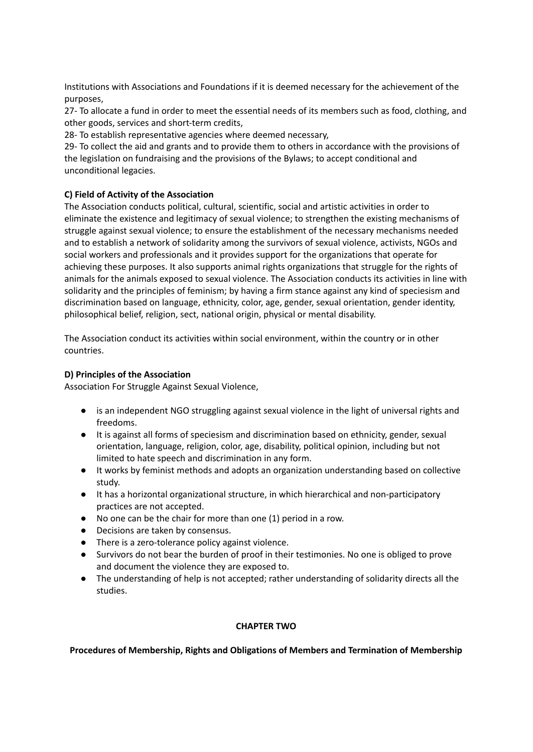Institutions with Associations and Foundations if it is deemed necessary for the achievement of the purposes,

27- To allocate a fund in order to meet the essential needs of its members such as food, clothing, and other goods, services and short-term credits,

28- To establish representative agencies where deemed necessary,

29- To collect the aid and grants and to provide them to others in accordance with the provisions of the legislation on fundraising and the provisions of the Bylaws; to accept conditional and unconditional legacies.

**C) Field of Activity of the Association**

The Association conducts political, cultural, scientific, social and artistic activities in order to eliminate the existence and legitimacy of sexual violence; to strengthen the existing mechanisms of struggle against sexual violence; to ensure the establishment of the necessary mechanisms needed and to establish a network of solidarity among the survivors of sexual violence, activists, NGOs and social workers and professionals and it provides support for the organizations that operate for achieving these purposes. It also supports animal rights organizations that struggle for the rights of animals for the animals exposed to sexual violence. The Association conducts its activities in line with solidarity and the principles of feminism; by having a firm stance against any kind of speciesism and discrimination based on language, ethnicity, color, age, gender, sexual orientation, gender identity, philosophical belief, religion, sect, national origin, physical or mental disability.

The Association conduct its activities within social environment, within the country or in other countries.

**D) Principles of the Association**

Association For Struggle Against Sexual Violence,

- is an independent NGO struggling against sexual violence in the light of universal rights and freedoms.
- It is against all forms of speciesism and discrimination based on ethnicity, gender, sexual orientation, language, religion, color, age, disability, political opinion, including but not limited to hate speech and discrimination in any form.
- It works by feminist methods and adopts an organization understanding based on collective study.
- It has a horizontal organizational structure, in which hierarchical and non-participatory practices are not accepted.
- No one can be the chair for more than one (1) period in a row.
- Decisions are taken by consensus.
- There is a zero-tolerance policy against violence.
- Survivors do not bear the burden of proof in their testimonies. No one is obliged to prove and document the violence they are exposed to.
- The understanding of help is not accepted; rather understanding of solidarity directs all the studies.

## CHAPTER TWO

### Procedures of Membership, Rights and Obligations of Members and Termination of Membership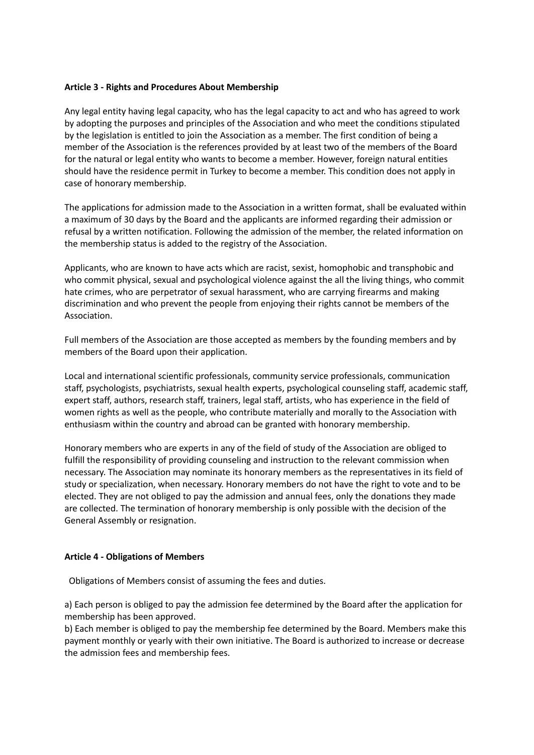**Article 3 - Rights and Procedures About Membership**

Any legal entity having legal capacity, who has the legal capacity to act and who has agreed to work by adopting the purposes and principles of the Association and who meet the conditions stipulated by the legislation is entitled to join the Association as a member. The first condition of being a member of the Association is the references provided by at least two of the members of the Board for the natural or legal entity who wants to become a member. However, foreign natural entities should have the residence permit in Turkey to become a member. This condition does not apply in case of honorary membership.

The applications for admission made to the Association in a written format, shall be evaluated within a maximum of 30 days by the Board and the applicants are informed regarding their admission or refusal by a written notification. Following the admission of the member, the related information on the membership status is added to the registry of the Association.

Applicants, who are known to have acts which are racist, sexist, homophobic and transphobic and who commit physical, sexual and psychological violence against the all the living things, who commit hate crimes, who are perpetrator of sexual harassment, who are carrying firearms and making discrimination and who prevent the people from enjoying their rights cannot be members of the Association.

Full members of the Association are those accepted as members by the founding members and by members of the Board upon their application.

Local and international scientific professionals, community service professionals, communication staff, psychologists, psychiatrists, sexual health experts, psychological counseling staff, academic staff, expert staff, authors, research staff, trainers, legal staff, artists, who has experience in the field of women rights as well as the people, who contribute materially and morally to the Association with enthusiasm within the country and abroad can be granted with honorary membership.

Honorary members who are experts in any of the field of study of the Association are obliged to fulfill the responsibility of providing counseling and instruction to the relevant commission when necessary. The Association may nominate its honorary members as the representatives in its field of study or specialization, when necessary. Honorary members do not have the right to vote and to be elected. They are not obliged to pay the admission and annual fees, only the donations they made are collected. The termination of honorary membership is only possible with the decision of the General Assembly or resignation.

**Article 4 - Obligations of Members**

Obligations of Members consist of assuming the fees and duties.

a) Each person is obliged to pay the admission fee determined by the Board after the application for membership has been approved.
b) Each member is obliged to pay the membership fee determined by the Board. Members make this payment monthly or yearly with their own initiative. The Board is authorized to increase or decrease the admission fees and membership fees.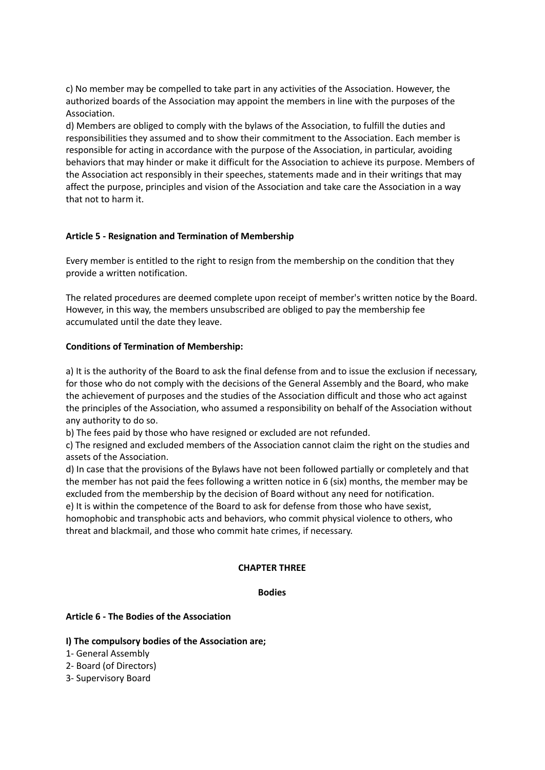c) No member may be compelled to take part in any activities of the Association. However, the authorized boards of the Association may appoint the members in line with the purposes of the Association.
d) Members are obliged to comply with the bylaws of the Association, to fulfill the duties and responsibilities they assumed and to show their commitment to the Association. Each member is responsible for acting in accordance with the purpose of the Association, in particular, avoiding behaviors that may hinder or make it difficult for the Association to achieve its purpose. Members of the Association act responsibly in their speeches, statements made and in their writings that may affect the purpose, principles and vision of the Association and take care the Association in a way that not to harm it.

**Article 5 - Resignation and Termination of Membership**

Every member is entitled to the right to resign from the membership on the condition that they provide a written notification.

The related procedures are deemed complete upon receipt of member's written notice by the Board. However, in this way, the members unsubscribed are obliged to pay the membership fee accumulated until the date they leave.

**Conditions of Termination of Membership:**

a) It is the authority of the Board to ask the final defense from and to issue the exclusion if necessary, for those who do not comply with the decisions of the General Assembly and the Board, who make the achievement of purposes and the studies of the Association difficult and those who act against the principles of the Association, who assumed a responsibility on behalf of the Association without any authority to do so.
b) The fees paid by those who have resigned or excluded are not refunded.
c) The resigned and excluded members of the Association cannot claim the right on the studies and assets of the Association.
d) In case that the provisions of the Bylaws have not been followed partially or completely and that the member has not paid the fees following a written notice in 6 (six) months, the member may be excluded from the membership by the decision of Board without any need for notification.
e) It is within the competence of the Board to ask for defense from those who have sexist, homophobic and transphobic acts and behaviors, who commit physical violence to others, who threat and blackmail, and those who commit hate crimes, if necessary.

## CHAPTER THREE

## Bodies

**Article 6 - The Bodies of the Association**

**I) The compulsory bodies of the Association are;**

1- General Assembly
2- Board (of Directors)
3- Supervisory Board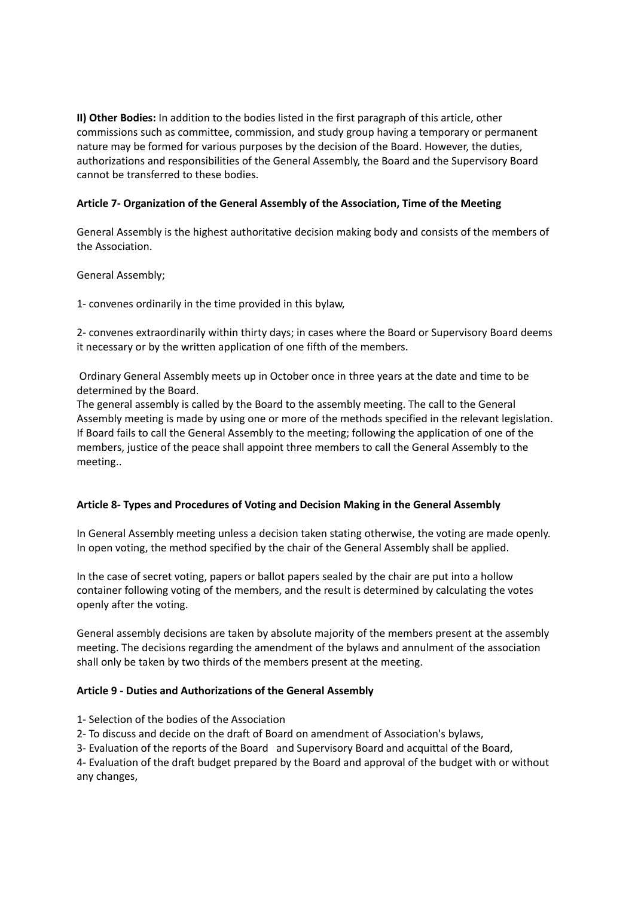**II) Other Bodies:** In addition to the bodies listed in the first paragraph of this article, other commissions such as committee, commission, and study group having a temporary or permanent nature may be formed for various purposes by the decision of the Board. However, the duties, authorizations and responsibilities of the General Assembly, the Board and the Supervisory Board cannot be transferred to these bodies.

**Article 7- Organization of the General Assembly of the Association, Time of the Meeting**

General Assembly is the highest authoritative decision making body and consists of the members of the Association.

General Assembly;

1- convenes ordinarily in the time provided in this bylaw,

2- convenes extraordinarily within thirty days; in cases where the Board or Supervisory Board deems it necessary or by the written application of one fifth of the members.

Ordinary General Assembly meets up in October once in three years at the date and time to be determined by the Board.
The general assembly is called by the Board to the assembly meeting. The call to the General Assembly meeting is made by using one or more of the methods specified in the relevant legislation. If Board fails to call the General Assembly to the meeting; following the application of one of the members, justice of the peace shall appoint three members to call the General Assembly to the meeting..

**Article 8- Types and Procedures of Voting and Decision Making in the General Assembly**

In General Assembly meeting unless a decision taken stating otherwise, the voting are made openly. In open voting, the method specified by the chair of the General Assembly shall be applied.

In the case of secret voting, papers or ballot papers sealed by the chair are put into a hollow container following voting of the members, and the result is determined by calculating the votes openly after the voting.

General assembly decisions are taken by absolute majority of the members present at the assembly meeting. The decisions regarding the amendment of the bylaws and annulment of the association shall only be taken by two thirds of the members present at the meeting.

**Article 9 - Duties and Authorizations of the General Assembly**

1- Selection of the bodies of the Association
2- To discuss and decide on the draft of Board on amendment of Association's bylaws,
3- Evaluation of the reports of the Board and Supervisory Board and acquittal of the Board,
4- Evaluation of the draft budget prepared by the Board and approval of the budget with or without any changes,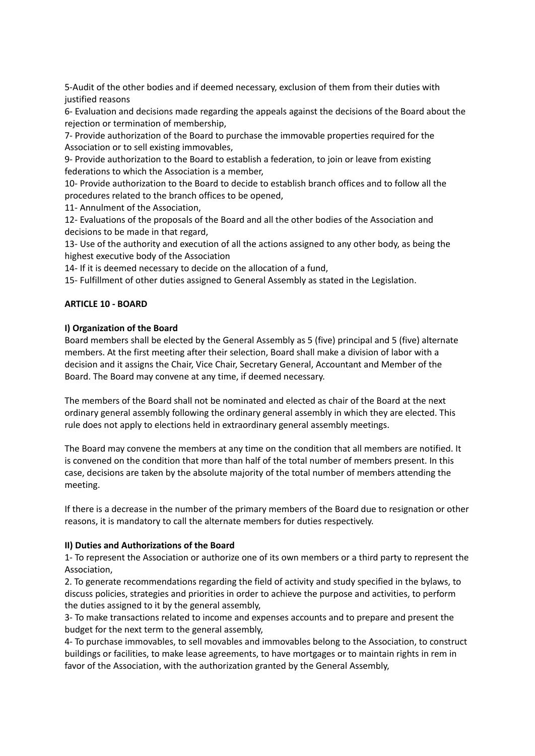5-Audit of the other bodies and if deemed necessary, exclusion of them from their duties with justified reasons

6- Evaluation and decisions made regarding the appeals against the decisions of the Board about the rejection or termination of membership,

7- Provide authorization of the Board to purchase the immovable properties required for the Association or to sell existing immovables,

9- Provide authorization to the Board to establish a federation, to join or leave from existing federations to which the Association is a member,

10- Provide authorization to the Board to decide to establish branch offices and to follow all the procedures related to the branch offices to be opened,

11- Annulment of the Association,

12- Evaluations of the proposals of the Board and all the other bodies of the Association and decisions to be made in that regard,

13- Use of the authority and execution of all the actions assigned to any other body, as being the highest executive body of the Association

14- If it is deemed necessary to decide on the allocation of a fund,

15- Fulfillment of other duties assigned to General Assembly as stated in the Legislation.

**ARTICLE 10 - BOARD**

**I) Organization of the Board**

Board members shall be elected by the General Assembly as 5 (five) principal and 5 (five) alternate members. At the first meeting after their selection, Board shall make a division of labor with a decision and it assigns the Chair, Vice Chair, Secretary General, Accountant and Member of the Board. The Board may convene at any time, if deemed necessary.

The members of the Board shall not be nominated and elected as chair of the Board at the next ordinary general assembly following the ordinary general assembly in which they are elected. This rule does not apply to elections held in extraordinary general assembly meetings.

The Board may convene the members at any time on the condition that all members are notified. It is convened on the condition that more than half of the total number of members present. In this case, decisions are taken by the absolute majority of the total number of members attending the meeting.

If there is a decrease in the number of the primary members of the Board due to resignation or other reasons, it is mandatory to call the alternate members for duties respectively.

**II) Duties and Authorizations of the Board**

1- To represent the Association or authorize one of its own members or a third party to represent the Association,

2. To generate recommendations regarding the field of activity and study specified in the bylaws, to discuss policies, strategies and priorities in order to achieve the purpose and activities, to perform the duties assigned to it by the general assembly,

3- To make transactions related to income and expenses accounts and to prepare and present the budget for the next term to the general assembly,

4- To purchase immovables, to sell movables and immovables belong to the Association, to construct buildings or facilities, to make lease agreements, to have mortgages or to maintain rights in rem in favor of the Association, with the authorization granted by the General Assembly,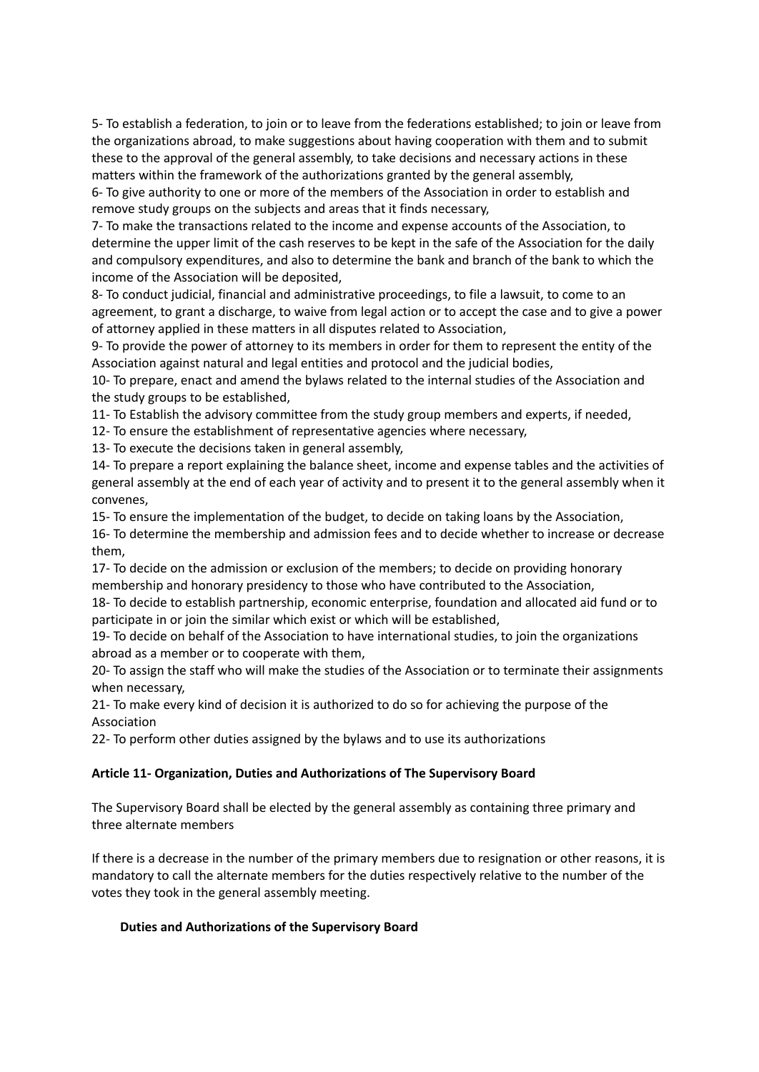5- To establish a federation, to join or to leave from the federations established; to join or leave from the organizations abroad, to make suggestions about having cooperation with them and to submit these to the approval of the general assembly, to take decisions and necessary actions in these matters within the framework of the authorizations granted by the general assembly,

6- To give authority to one or more of the members of the Association in order to establish and remove study groups on the subjects and areas that it finds necessary,

7- To make the transactions related to the income and expense accounts of the Association, to determine the upper limit of the cash reserves to be kept in the safe of the Association for the daily and compulsory expenditures, and also to determine the bank and branch of the bank to which the income of the Association will be deposited,

8- To conduct judicial, financial and administrative proceedings, to file a lawsuit, to come to an agreement, to grant a discharge, to waive from legal action or to accept the case and to give a power of attorney applied in these matters in all disputes related to Association,

9- To provide the power of attorney to its members in order for them to represent the entity of the Association against natural and legal entities and protocol and the judicial bodies,

10- To prepare, enact and amend the bylaws related to the internal studies of the Association and the study groups to be established,

11- To Establish the advisory committee from the study group members and experts, if needed,

12- To ensure the establishment of representative agencies where necessary,

13- To execute the decisions taken in general assembly,

14- To prepare a report explaining the balance sheet, income and expense tables and the activities of general assembly at the end of each year of activity and to present it to the general assembly when it convenes,

15- To ensure the implementation of the budget, to decide on taking loans by the Association,

16- To determine the membership and admission fees and to decide whether to increase or decrease them,

17- To decide on the admission or exclusion of the members; to decide on providing honorary membership and honorary presidency to those who have contributed to the Association,

18- To decide to establish partnership, economic enterprise, foundation and allocated aid fund or to participate in or join the similar which exist or which will be established,

19- To decide on behalf of the Association to have international studies, to join the organizations abroad as a member or to cooperate with them,

20- To assign the staff who will make the studies of the Association or to terminate their assignments when necessary,

21- To make every kind of decision it is authorized to do so for achieving the purpose of the Association

22- To perform other duties assigned by the bylaws and to use its authorizations

**Article 11- Organization, Duties and Authorizations of The Supervisory Board**

The Supervisory Board shall be elected by the general assembly as containing three primary and three alternate members

If there is a decrease in the number of the primary members due to resignation or other reasons, it is mandatory to call the alternate members for the duties respectively relative to the number of the votes they took in the general assembly meeting.

**Duties and Authorizations of the Supervisory Board**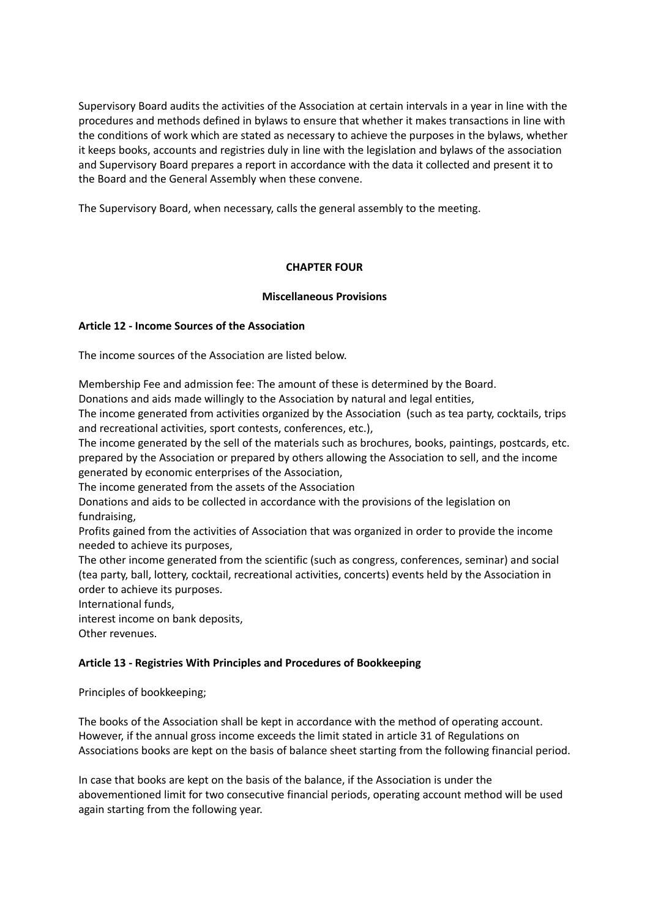Supervisory Board audits the activities of the Association at certain intervals in a year in line with the procedures and methods defined in bylaws to ensure that whether it makes transactions in line with the conditions of work which are stated as necessary to achieve the purposes in the bylaws, whether it keeps books, accounts and registries duly in line with the legislation and bylaws of the association and Supervisory Board prepares a report in accordance with the data it collected and present it to the Board and the General Assembly when these convene.

The Supervisory Board, when necessary, calls the general assembly to the meeting.

## CHAPTER FOUR

## Miscellaneous Provisions

### Article 12 - Income Sources of the Association

The income sources of the Association are listed below.

Membership Fee and admission fee: The amount of these is determined by the Board.
Donations and aids made willingly to the Association by natural and legal entities,
The income generated from activities organized by the Association (such as tea party, cocktails, trips and recreational activities, sport contests, conferences, etc.),
The income generated by the sell of the materials such as brochures, books, paintings, postcards, etc. prepared by the Association or prepared by others allowing the Association to sell, and the income generated by economic enterprises of the Association,
The income generated from the assets of the Association
Donations and aids to be collected in accordance with the provisions of the legislation on fundraising,
Profits gained from the activities of Association that was organized in order to provide the income needed to achieve its purposes,
The other income generated from the scientific (such as congress, conferences, seminar) and social (tea party, ball, lottery, cocktail, recreational activities, concerts) events held by the Association in order to achieve its purposes.
International funds,
interest income on bank deposits,
Other revenues.

### Article 13 - Registries With Principles and Procedures of Bookkeeping

Principles of bookkeeping;

The books of the Association shall be kept in accordance with the method of operating account. However, if the annual gross income exceeds the limit stated in article 31 of Regulations on Associations books are kept on the basis of balance sheet starting from the following financial period.

In case that books are kept on the basis of the balance, if the Association is under the abovementioned limit for two consecutive financial periods, operating account method will be used again starting from the following year.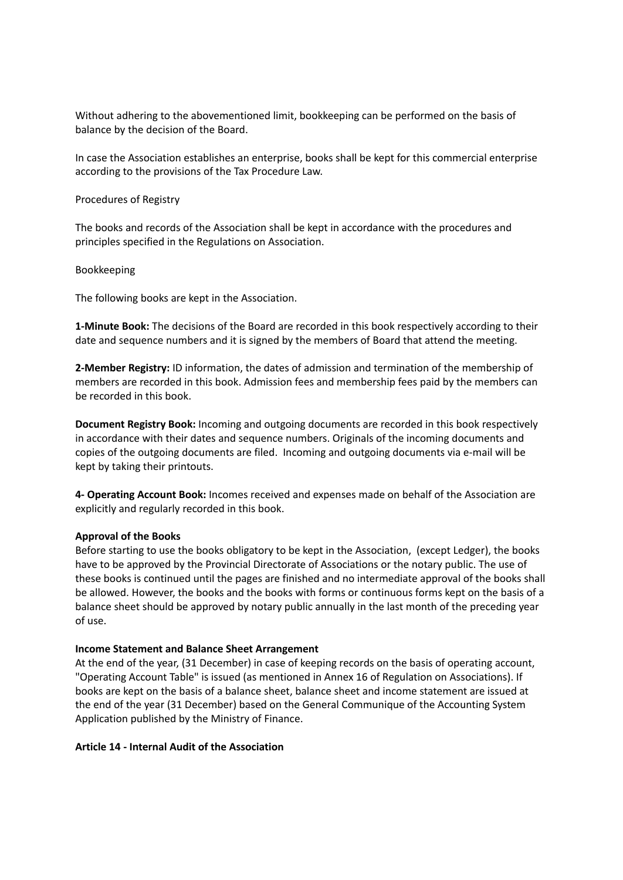Without adhering to the abovementioned limit, bookkeeping can be performed on the basis of balance by the decision of the Board.

In case the Association establishes an enterprise, books shall be kept for this commercial enterprise according to the provisions of the Tax Procedure Law.

Procedures of Registry

The books and records of the Association shall be kept in accordance with the procedures and principles specified in the Regulations on Association.

Bookkeeping

The following books are kept in the Association.

**1-Minute Book:** The decisions of the Board are recorded in this book respectively according to their date and sequence numbers and it is signed by the members of Board that attend the meeting.

**2-Member Registry:** ID information, the dates of admission and termination of the membership of members are recorded in this book. Admission fees and membership fees paid by the members can be recorded in this book.

**Document Registry Book:** Incoming and outgoing documents are recorded in this book respectively in accordance with their dates and sequence numbers. Originals of the incoming documents and copies of the outgoing documents are filed. Incoming and outgoing documents via e-mail will be kept by taking their printouts.

**4- Operating Account Book:** Incomes received and expenses made on behalf of the Association are explicitly and regularly recorded in this book.

**Approval of the Books**
Before starting to use the books obligatory to be kept in the Association, (except Ledger), the books have to be approved by the Provincial Directorate of Associations or the notary public. The use of these books is continued until the pages are finished and no intermediate approval of the books shall be allowed. However, the books and the books with forms or continuous forms kept on the basis of a balance sheet should be approved by notary public annually in the last month of the preceding year of use.

**Income Statement and Balance Sheet Arrangement**
At the end of the year, (31 December) in case of keeping records on the basis of operating account, "Operating Account Table" is issued (as mentioned in Annex 16 of Regulation on Associations). If books are kept on the basis of a balance sheet, balance sheet and income statement are issued at the end of the year (31 December) based on the General Communique of the Accounting System Application published by the Ministry of Finance.

**Article 14 - Internal Audit of the Association**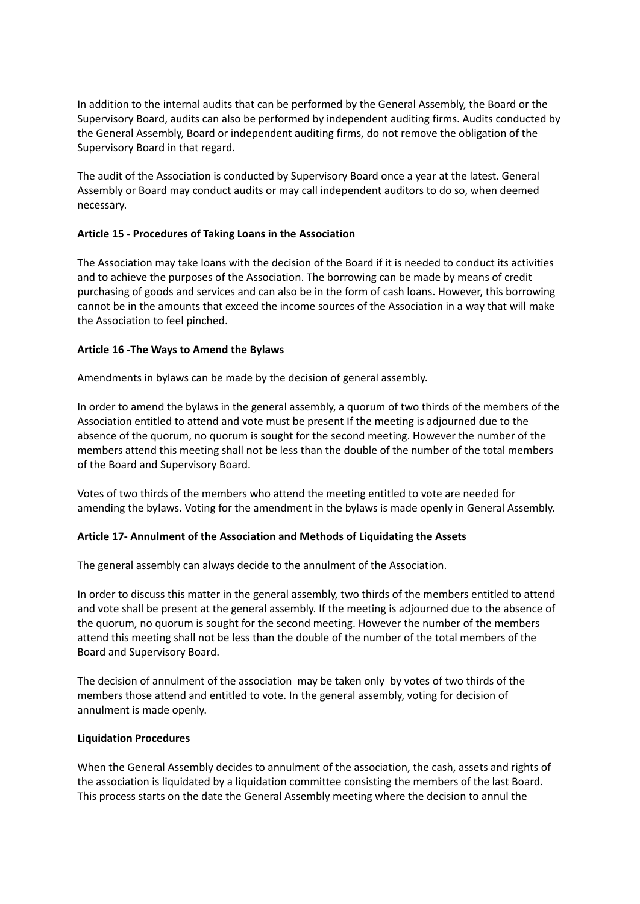In addition to the internal audits that can be performed by the General Assembly, the Board or the Supervisory Board, audits can also be performed by independent auditing firms. Audits conducted by the General Assembly, Board or independent auditing firms, do not remove the obligation of the Supervisory Board in that regard.

The audit of the Association is conducted by Supervisory Board once a year at the latest. General Assembly or Board may conduct audits or may call independent auditors to do so, when deemed necessary.

**Article 15 - Procedures of Taking Loans in the Association**

The Association may take loans with the decision of the Board if it is needed to conduct its activities and to achieve the purposes of the Association. The borrowing can be made by means of credit purchasing of goods and services and can also be in the form of cash loans. However, this borrowing cannot be in the amounts that exceed the income sources of the Association in a way that will make the Association to feel pinched.

**Article 16 -The Ways to Amend the Bylaws**

Amendments in bylaws can be made by the decision of general assembly.

In order to amend the bylaws in the general assembly, a quorum of two thirds of the members of the Association entitled to attend and vote must be present If the meeting is adjourned due to the absence of the quorum, no quorum is sought for the second meeting. However the number of the members attend this meeting shall not be less than the double of the number of the total members of the Board and Supervisory Board.

Votes of two thirds of the members who attend the meeting entitled to vote are needed for amending the bylaws. Voting for the amendment in the bylaws is made openly in General Assembly.

**Article 17- Annulment of the Association and Methods of Liquidating the Assets**

The general assembly can always decide to the annulment of the Association.

In order to discuss this matter in the general assembly, two thirds of the members entitled to attend and vote shall be present at the general assembly. If the meeting is adjourned due to the absence of the quorum, no quorum is sought for the second meeting. However the number of the members attend this meeting shall not be less than the double of the number of the total members of the Board and Supervisory Board.

The decision of annulment of the association may be taken only by votes of two thirds of the members those attend and entitled to vote. In the general assembly, voting for decision of annulment is made openly.

**Liquidation Procedures**

When the General Assembly decides to annulment of the association, the cash, assets and rights of the association is liquidated by a liquidation committee consisting the members of the last Board. This process starts on the date the General Assembly meeting where the decision to annul the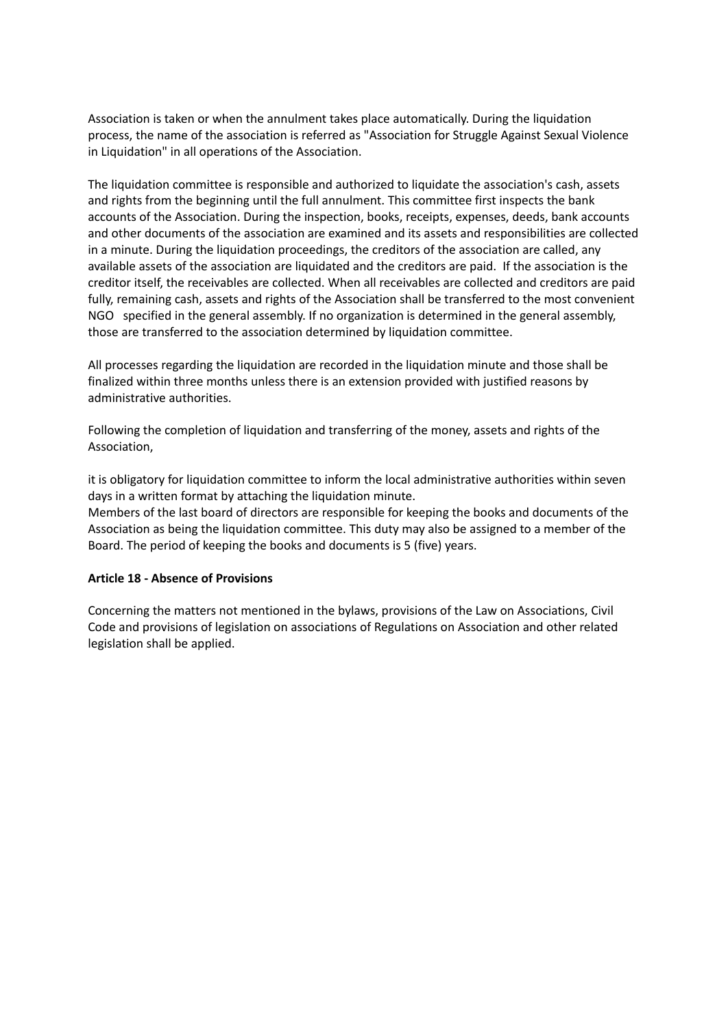Association is taken or when the annulment takes place automatically. During the liquidation process, the name of the association is referred as "Association for Struggle Against Sexual Violence in Liquidation" in all operations of the Association.

The liquidation committee is responsible and authorized to liquidate the association's cash, assets and rights from the beginning until the full annulment. This committee first inspects the bank accounts of the Association. During the inspection, books, receipts, expenses, deeds, bank accounts and other documents of the association are examined and its assets and responsibilities are collected in a minute. During the liquidation proceedings, the creditors of the association are called, any available assets of the association are liquidated and the creditors are paid. If the association is the creditor itself, the receivables are collected. When all receivables are collected and creditors are paid fully, remaining cash, assets and rights of the Association shall be transferred to the most convenient NGO specified in the general assembly. If no organization is determined in the general assembly, those are transferred to the association determined by liquidation committee.

All processes regarding the liquidation are recorded in the liquidation minute and those shall be finalized within three months unless there is an extension provided with justified reasons by administrative authorities.

Following the completion of liquidation and transferring of the money, assets and rights of the Association,

it is obligatory for liquidation committee to inform the local administrative authorities within seven days in a written format by attaching the liquidation minute.
Members of the last board of directors are responsible for keeping the books and documents of the Association as being the liquidation committee. This duty may also be assigned to a member of the Board. The period of keeping the books and documents is 5 (five) years.

**Article 18 - Absence of Provisions**

Concerning the matters not mentioned in the bylaws, provisions of the Law on Associations, Civil Code and provisions of legislation on associations of Regulations on Association and other related legislation shall be applied.